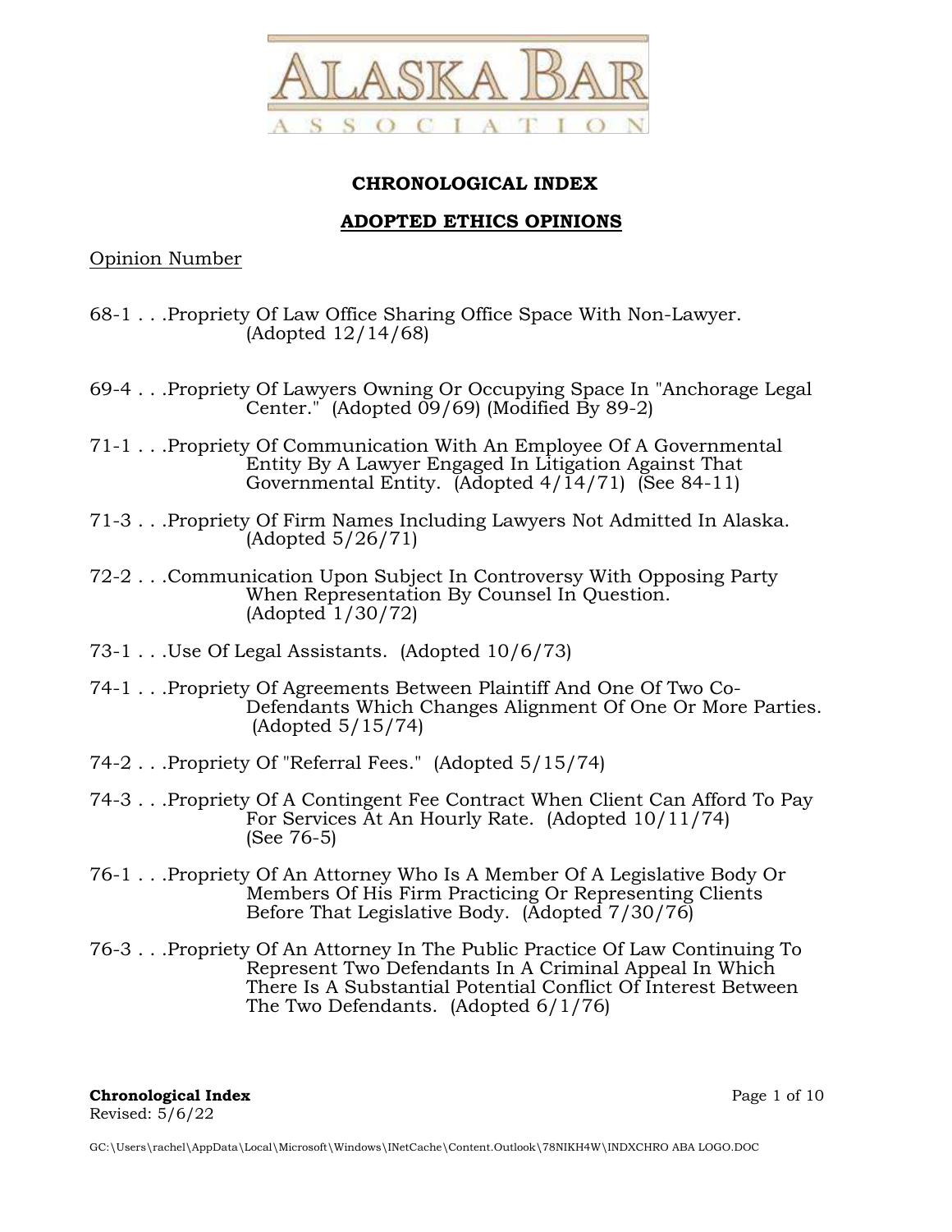# ALASKA BAR ASSOCIATION

## CHRONOLOGICAL INDEX

## ADOPTED ETHICS OPINIONS

Opinion Number

68-1 . . .Propriety Of Law Office Sharing Office Space With Non-Lawyer. (Adopted 12/14/68)

69-4 . . .Propriety Of Lawyers Owning Or Occupying Space In "Anchorage Legal Center." (Adopted 09/69) (Modified By 89-2)

71-1 . . .Propriety Of Communication With An Employee Of A Governmental Entity By A Lawyer Engaged In Litigation Against That Governmental Entity. (Adopted 4/14/71) (See 84-11)

71-3 . . .Propriety Of Firm Names Including Lawyers Not Admitted In Alaska. (Adopted 5/26/71)

72-2 . . .Communication Upon Subject In Controversy With Opposing Party When Representation By Counsel In Question. (Adopted 1/30/72)

73-1 . . .Use Of Legal Assistants. (Adopted 10/6/73)

74-1 . . .Propriety Of Agreements Between Plaintiff And One Of Two Co-Defendants Which Changes Alignment Of One Or More Parties. (Adopted 5/15/74)

74-2 . . .Propriety Of "Referral Fees." (Adopted 5/15/74)

74-3 . . .Propriety Of A Contingent Fee Contract When Client Can Afford To Pay For Services At An Hourly Rate. (Adopted 10/11/74) (See 76-5)

76-1 . . .Propriety Of An Attorney Who Is A Member Of A Legislative Body Or Members Of His Firm Practicing Or Representing Clients Before That Legislative Body. (Adopted 7/30/76)

76-3 . . .Propriety Of An Attorney In The Public Practice Of Law Continuing To Represent Two Defendants In A Criminal Appeal In Which There Is A Substantial Potential Conflict Of Interest Between The Two Defendants. (Adopted 6/1/76)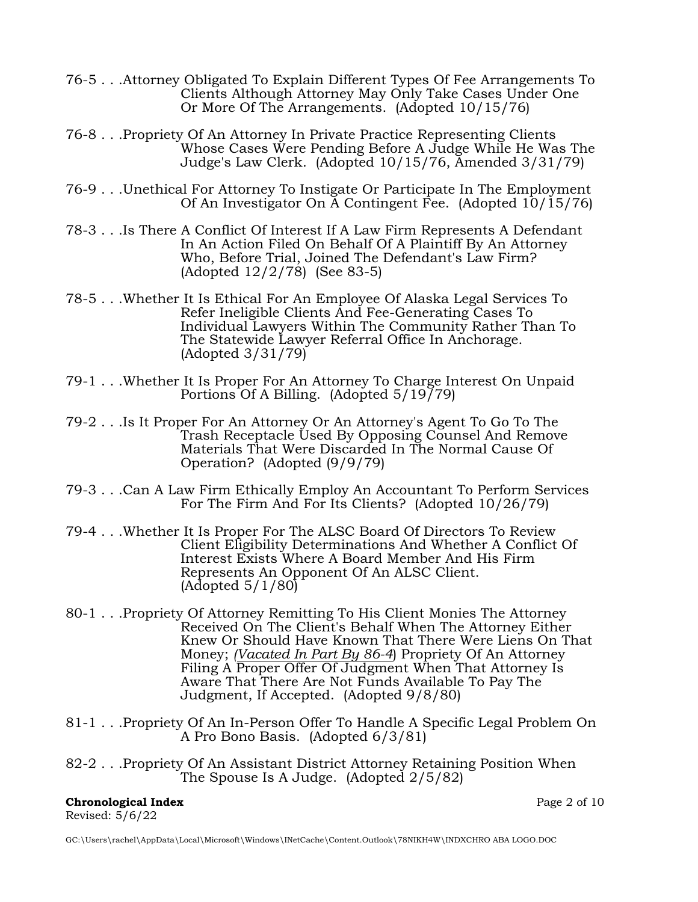76-5 . . .Attorney Obligated To Explain Different Types Of Fee Arrangements To Clients Although Attorney May Only Take Cases Under One Or More Of The Arrangements. (Adopted 10/15/76)

76-8 . . .Propriety Of An Attorney In Private Practice Representing Clients Whose Cases Were Pending Before A Judge While He Was The Judge's Law Clerk. (Adopted 10/15/76, Amended 3/31/79)

76-9 . . .Unethical For Attorney To Instigate Or Participate In The Employment Of An Investigator On A Contingent Fee. (Adopted 10/15/76)

78-3 . . .Is There A Conflict Of Interest If A Law Firm Represents A Defendant In An Action Filed On Behalf Of A Plaintiff By An Attorney Who, Before Trial, Joined The Defendant's Law Firm? (Adopted 12/2/78) (See 83-5)

78-5 . . .Whether It Is Ethical For An Employee Of Alaska Legal Services To Refer Ineligible Clients And Fee-Generating Cases To Individual Lawyers Within The Community Rather Than To The Statewide Lawyer Referral Office In Anchorage. (Adopted 3/31/79)

79-1 . . .Whether It Is Proper For An Attorney To Charge Interest On Unpaid Portions Of A Billing. (Adopted 5/19/79)

79-2 . . .Is It Proper For An Attorney Or An Attorney's Agent To Go To The Trash Receptacle Used By Opposing Counsel And Remove Materials That Were Discarded In The Normal Cause Of Operation? (Adopted (9/9/79)

79-3 . . .Can A Law Firm Ethically Employ An Accountant To Perform Services For The Firm And For Its Clients? (Adopted 10/26/79)

79-4 . . .Whether It Is Proper For The ALSC Board Of Directors To Review Client Eligibility Determinations And Whether A Conflict Of Interest Exists Where A Board Member And His Firm Represents An Opponent Of An ALSC Client. (Adopted 5/1/80)

80-1 . . .Propriety Of Attorney Remitting To His Client Monies The Attorney Received On The Client's Behalf When The Attorney Either Knew Or Should Have Known That There Were Liens On That Money; (*Vacated In Part By 86-4*) Propriety Of An Attorney Filing A Proper Offer Of Judgment When That Attorney Is Aware That There Are Not Funds Available To Pay The Judgment, If Accepted. (Adopted 9/8/80)

81-1 . . .Propriety Of An In-Person Offer To Handle A Specific Legal Problem On A Pro Bono Basis. (Adopted 6/3/81)

82-2 . . .Propriety Of An Assistant District Attorney Retaining Position When The Spouse Is A Judge. (Adopted 2/5/82)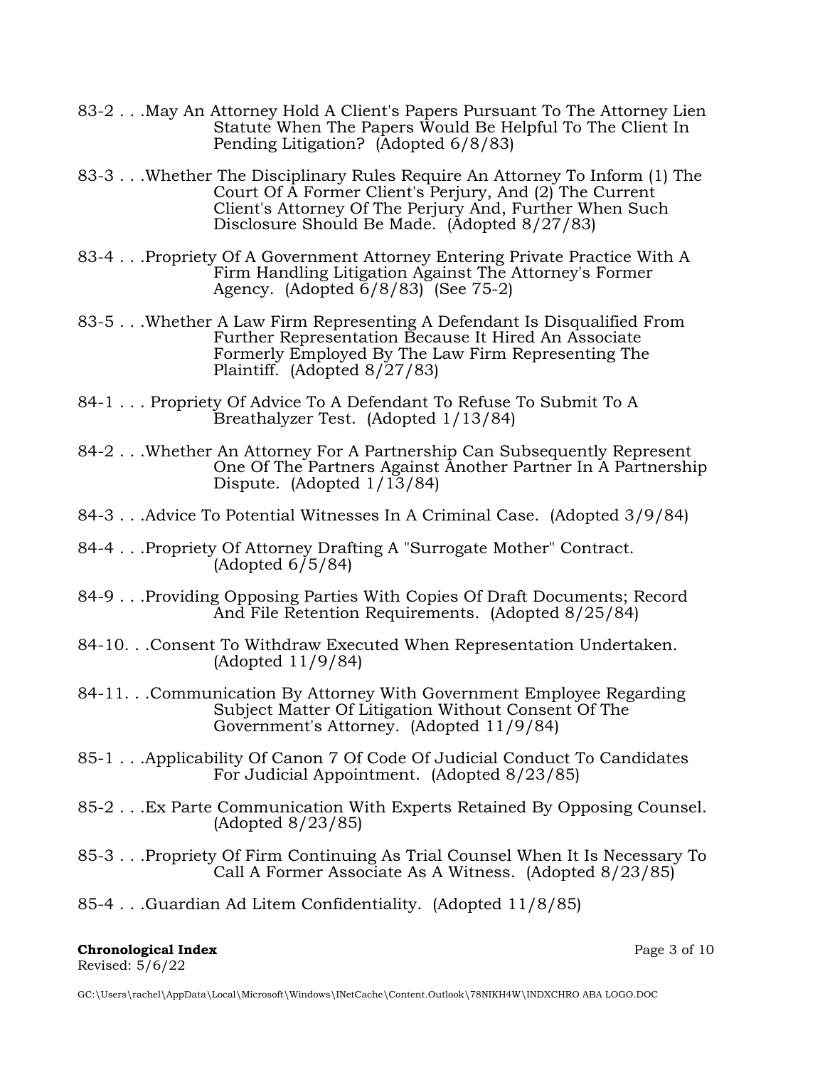83-2 . . .May An Attorney Hold A Client's Papers Pursuant To The Attorney Lien Statute When The Papers Would Be Helpful To The Client In Pending Litigation? (Adopted 6/8/83)

83-3 . . .Whether The Disciplinary Rules Require An Attorney To Inform (1) The Court Of A Former Client's Perjury, And (2) The Current Client's Attorney Of The Perjury And, Further When Such Disclosure Should Be Made. (Adopted 8/27/83)

83-4 . . .Propriety Of A Government Attorney Entering Private Practice With A Firm Handling Litigation Against The Attorney's Former Agency. (Adopted 6/8/83) (See 75-2)

83-5 . . .Whether A Law Firm Representing A Defendant Is Disqualified From Further Representation Because It Hired An Associate Formerly Employed By The Law Firm Representing The Plaintiff. (Adopted 8/27/83)

84-1 . . . Propriety Of Advice To A Defendant To Refuse To Submit To A Breathalyzer Test. (Adopted 1/13/84)

84-2 . . .Whether An Attorney For A Partnership Can Subsequently Represent One Of The Partners Against Another Partner In A Partnership Dispute. (Adopted 1/13/84)

84-3 . . .Advice To Potential Witnesses In A Criminal Case. (Adopted 3/9/84)

84-4 . . .Propriety Of Attorney Drafting A "Surrogate Mother" Contract. (Adopted 6/5/84)

84-9 . . .Providing Opposing Parties With Copies Of Draft Documents; Record And File Retention Requirements. (Adopted 8/25/84)

84-10. . .Consent To Withdraw Executed When Representation Undertaken. (Adopted 11/9/84)

84-11. . .Communication By Attorney With Government Employee Regarding Subject Matter Of Litigation Without Consent Of The Government's Attorney. (Adopted 11/9/84)

85-1 . . .Applicability Of Canon 7 Of Code Of Judicial Conduct To Candidates For Judicial Appointment. (Adopted 8/23/85)

85-2 . . .Ex Parte Communication With Experts Retained By Opposing Counsel. (Adopted 8/23/85)

85-3 . . .Propriety Of Firm Continuing As Trial Counsel When It Is Necessary To Call A Former Associate As A Witness. (Adopted 8/23/85)

85-4 . . .Guardian Ad Litem Confidentiality. (Adopted 11/8/85)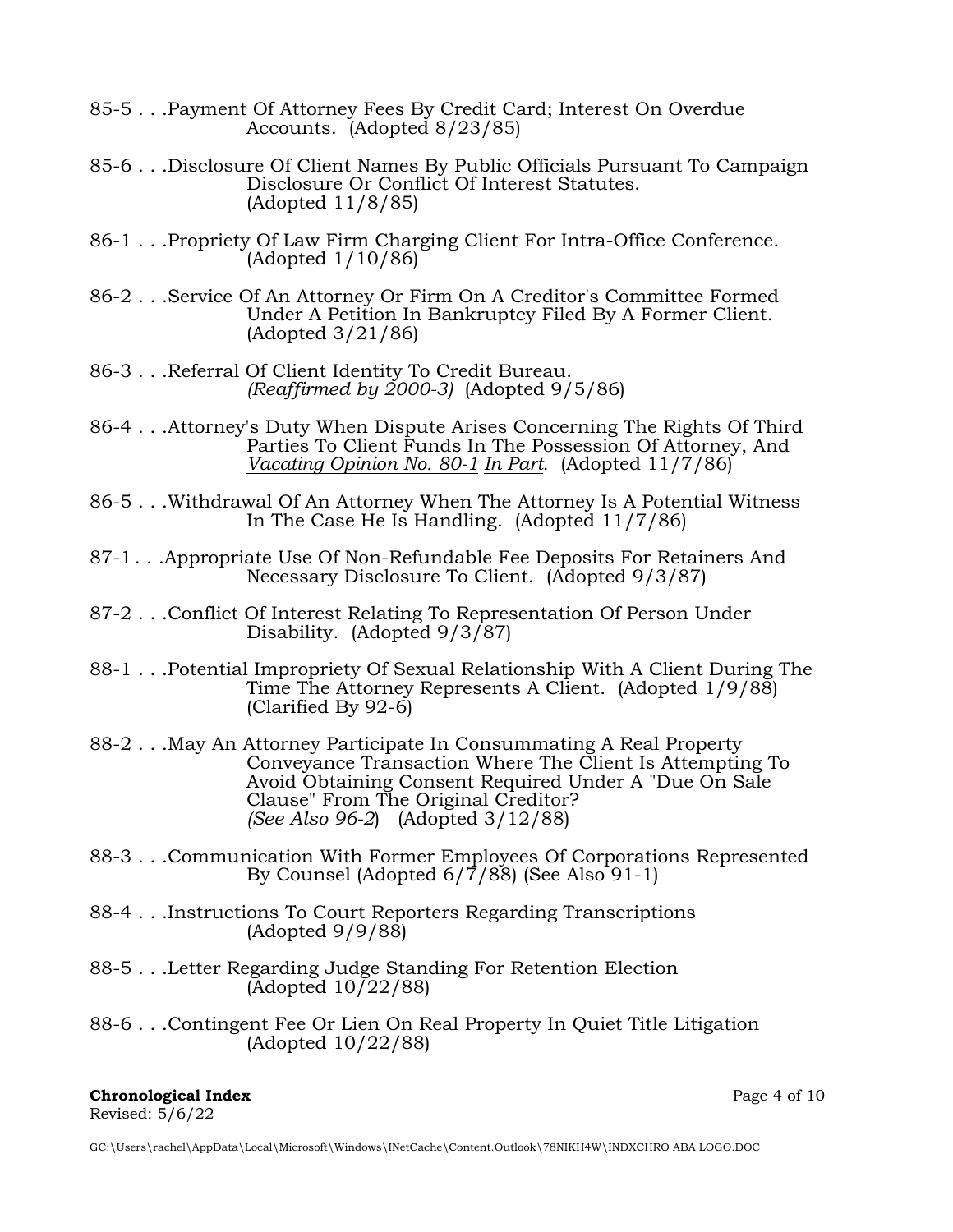85-5 . . .Payment Of Attorney Fees By Credit Card; Interest On Overdue Accounts. (Adopted 8/23/85)

85-6 . . .Disclosure Of Client Names By Public Officials Pursuant To Campaign Disclosure Or Conflict Of Interest Statutes. (Adopted 11/8/85)

86-1 . . .Propriety Of Law Firm Charging Client For Intra-Office Conference. (Adopted 1/10/86)

86-2 . . .Service Of An Attorney Or Firm On A Creditor's Committee Formed Under A Petition In Bankruptcy Filed By A Former Client. (Adopted 3/21/86)

86-3 . . .Referral Of Client Identity To Credit Bureau. *(Reaffirmed by 2000-3)* (Adopted 9/5/86)

86-4 . . .Attorney's Duty When Dispute Arises Concerning The Rights Of Third Parties To Client Funds In The Possession Of Attorney, And *Vacating Opinion No. 80-1 In Part*. (Adopted 11/7/86)

86-5 . . .Withdrawal Of An Attorney When The Attorney Is A Potential Witness In The Case He Is Handling. (Adopted 11/7/86)

87-1. . .Appropriate Use Of Non-Refundable Fee Deposits For Retainers And Necessary Disclosure To Client. (Adopted 9/3/87)

87-2 . . .Conflict Of Interest Relating To Representation Of Person Under Disability. (Adopted 9/3/87)

88-1 . . .Potential Impropriety Of Sexual Relationship With A Client During The Time The Attorney Represents A Client. (Adopted 1/9/88) (Clarified By 92-6)

88-2 . . .May An Attorney Participate In Consummating A Real Property Conveyance Transaction Where The Client Is Attempting To Avoid Obtaining Consent Required Under A "Due On Sale Clause" From The Original Creditor? *(See Also 96-2*) (Adopted 3/12/88)

88-3 . . .Communication With Former Employees Of Corporations Represented By Counsel (Adopted 6/7/88) (See Also 91-1)

88-4 . . .Instructions To Court Reporters Regarding Transcriptions (Adopted 9/9/88)

88-5 . . .Letter Regarding Judge Standing For Retention Election (Adopted 10/22/88)

88-6 . . .Contingent Fee Or Lien On Real Property In Quiet Title Litigation (Adopted 10/22/88)

**Chronological Index**
Revised: 5/6/22

GC:\Users\rachel\AppData\Local\Microsoft\Windows\INetCache\Content.Outlook\78NIKH4W\INDXCHRO ABA LOGO.DOC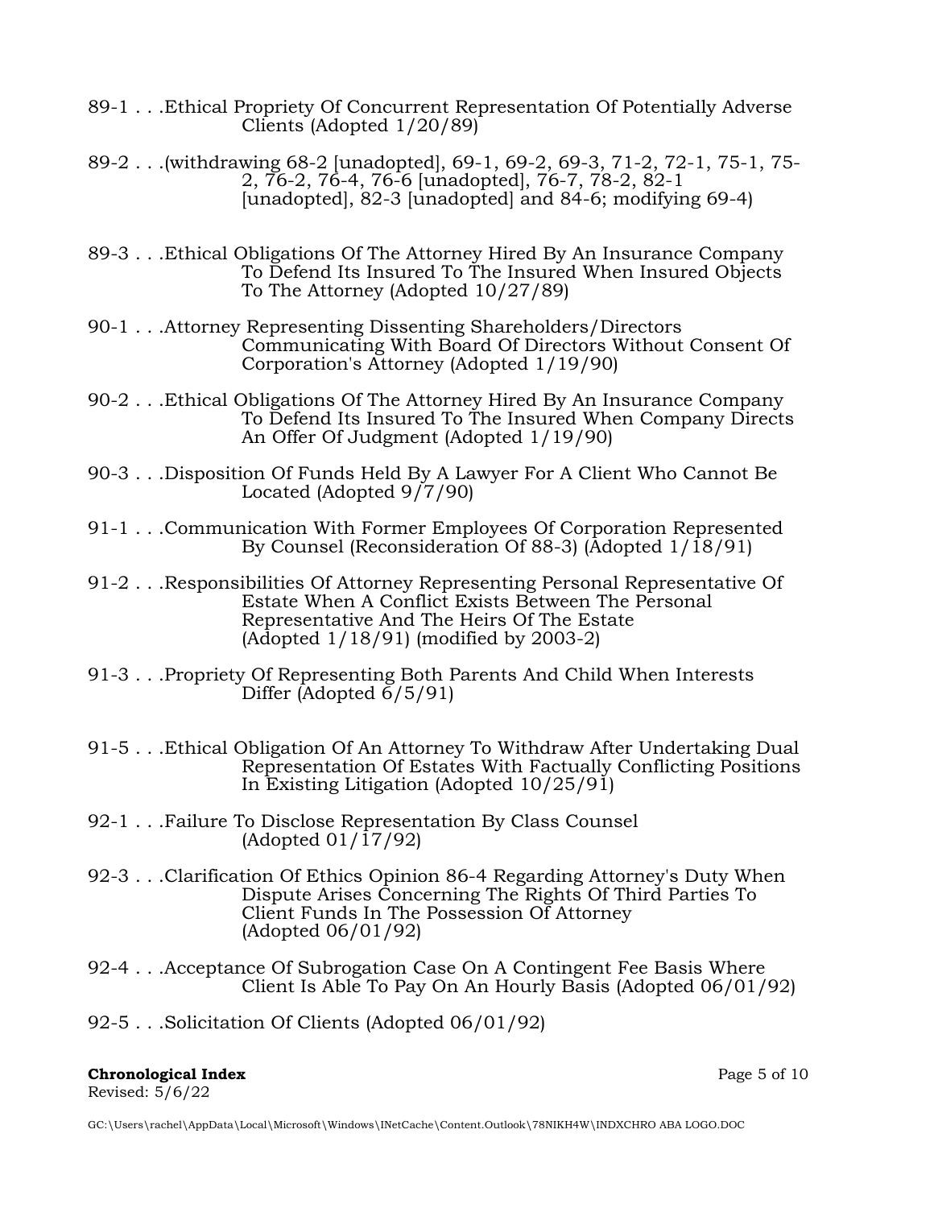89-1 . . .Ethical Propriety Of Concurrent Representation Of Potentially Adverse Clients (Adopted 1/20/89)

89-2 . . .(withdrawing 68-2 [unadopted], 69-1, 69-2, 69-3, 71-2, 72-1, 75-1, 75-2, 76-2, 76-4, 76-6 [unadopted], 76-7, 78-2, 82-1 [unadopted], 82-3 [unadopted] and 84-6; modifying 69-4)

89-3 . . .Ethical Obligations Of The Attorney Hired By An Insurance Company To Defend Its Insured To The Insured When Insured Objects To The Attorney (Adopted 10/27/89)

90-1 . . .Attorney Representing Dissenting Shareholders/Directors Communicating With Board Of Directors Without Consent Of Corporation's Attorney (Adopted 1/19/90)

90-2 . . .Ethical Obligations Of The Attorney Hired By An Insurance Company To Defend Its Insured To The Insured When Company Directs An Offer Of Judgment (Adopted 1/19/90)

90-3 . . .Disposition Of Funds Held By A Lawyer For A Client Who Cannot Be Located (Adopted 9/7/90)

91-1 . . .Communication With Former Employees Of Corporation Represented By Counsel (Reconsideration Of 88-3) (Adopted 1/18/91)

91-2 . . .Responsibilities Of Attorney Representing Personal Representative Of Estate When A Conflict Exists Between The Personal Representative And The Heirs Of The Estate (Adopted 1/18/91) (modified by 2003-2)

91-3 . . .Propriety Of Representing Both Parents And Child When Interests Differ (Adopted 6/5/91)

91-5 . . .Ethical Obligation Of An Attorney To Withdraw After Undertaking Dual Representation Of Estates With Factually Conflicting Positions In Existing Litigation (Adopted 10/25/91)

92-1 . . .Failure To Disclose Representation By Class Counsel (Adopted 01/17/92)

92-3 . . .Clarification Of Ethics Opinion 86-4 Regarding Attorney's Duty When Dispute Arises Concerning The Rights Of Third Parties To Client Funds In The Possession Of Attorney (Adopted 06/01/92)

92-4 . . .Acceptance Of Subrogation Case On A Contingent Fee Basis Where Client Is Able To Pay On An Hourly Basis (Adopted 06/01/92)

92-5 . . .Solicitation Of Clients (Adopted 06/01/92)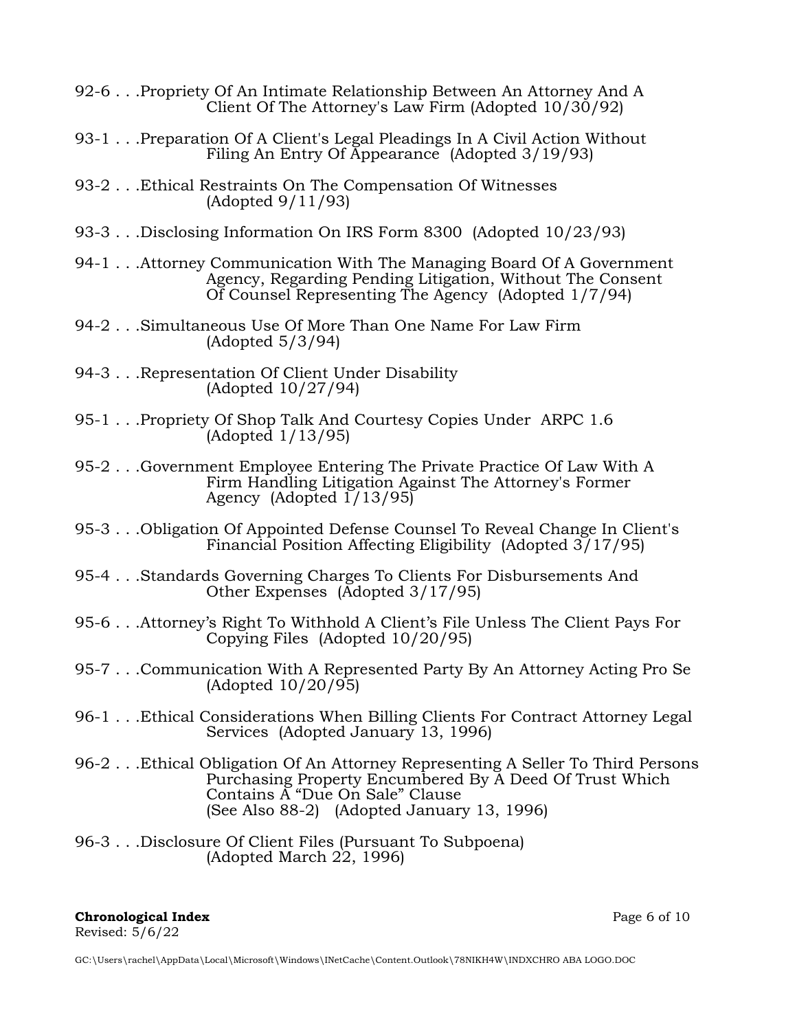92-6 . . .Propriety Of An Intimate Relationship Between An Attorney And A Client Of The Attorney's Law Firm (Adopted 10/30/92)

93-1 . . .Preparation Of A Client's Legal Pleadings In A Civil Action Without Filing An Entry Of Appearance (Adopted 3/19/93)

93-2 . . .Ethical Restraints On The Compensation Of Witnesses (Adopted 9/11/93)

93-3 . . .Disclosing Information On IRS Form 8300 (Adopted 10/23/93)

94-1 . . .Attorney Communication With The Managing Board Of A Government Agency, Regarding Pending Litigation, Without The Consent Of Counsel Representing The Agency (Adopted 1/7/94)

94-2 . . .Simultaneous Use Of More Than One Name For Law Firm (Adopted 5/3/94)

94-3 . . .Representation Of Client Under Disability (Adopted 10/27/94)

95-1 . . .Propriety Of Shop Talk And Courtesy Copies Under ARPC 1.6 (Adopted 1/13/95)

95-2 . . .Government Employee Entering The Private Practice Of Law With A Firm Handling Litigation Against The Attorney's Former Agency (Adopted 1/13/95)

95-3 . . .Obligation Of Appointed Defense Counsel To Reveal Change In Client's Financial Position Affecting Eligibility (Adopted 3/17/95)

95-4 . . .Standards Governing Charges To Clients For Disbursements And Other Expenses (Adopted 3/17/95)

95-6 . . .Attorney's Right To Withhold A Client's File Unless The Client Pays For Copying Files (Adopted 10/20/95)

95-7 . . .Communication With A Represented Party By An Attorney Acting Pro Se (Adopted 10/20/95)

96-1 . . .Ethical Considerations When Billing Clients For Contract Attorney Legal Services (Adopted January 13, 1996)

96-2 . . .Ethical Obligation Of An Attorney Representing A Seller To Third Persons Purchasing Property Encumbered By A Deed Of Trust Which Contains A "Due On Sale" Clause (See Also 88-2) (Adopted January 13, 1996)

96-3 . . .Disclosure Of Client Files (Pursuant To Subpoena) (Adopted March 22, 1996)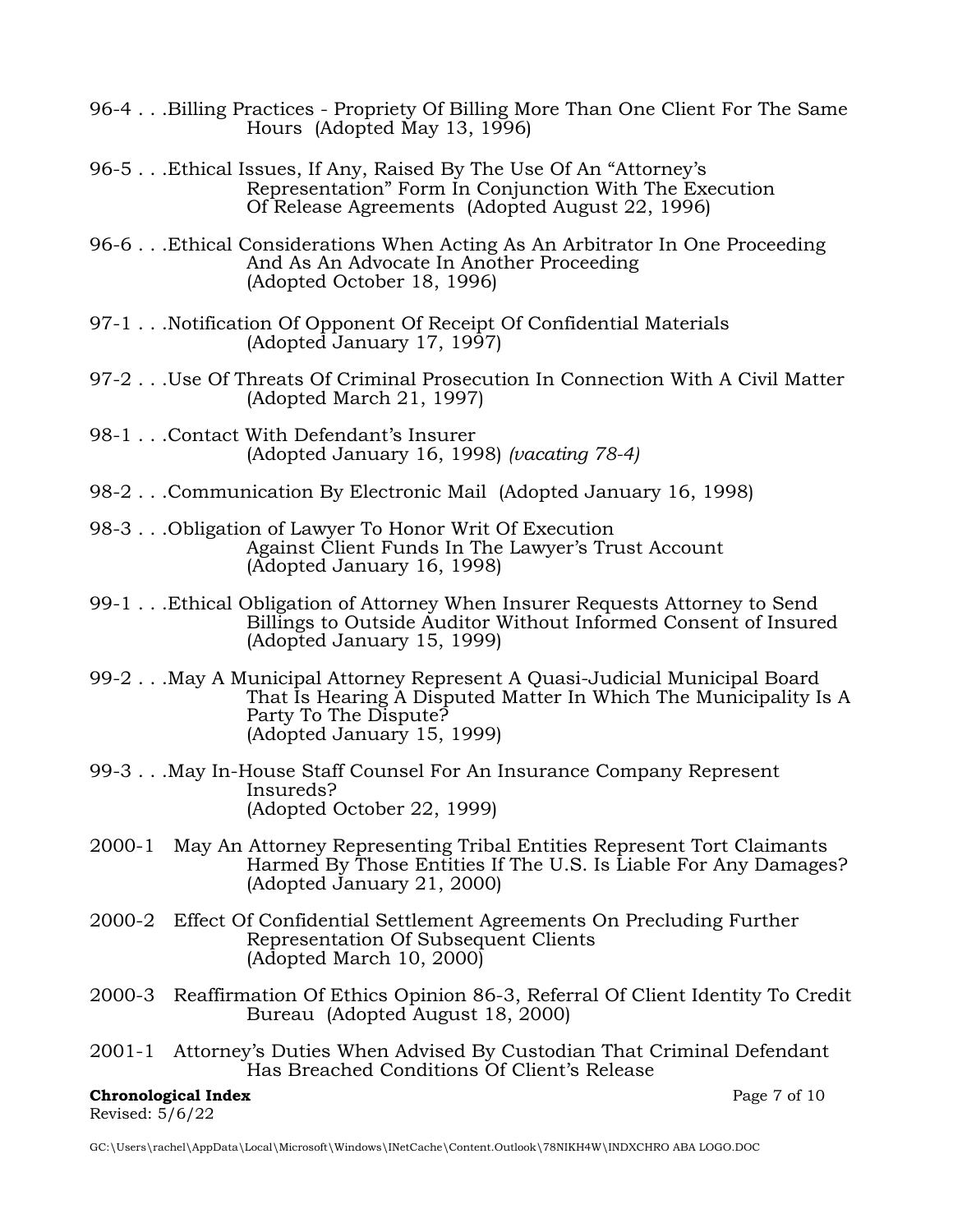96-4 . . .Billing Practices - Propriety Of Billing More Than One Client For The Same Hours (Adopted May 13, 1996)

96-5 . . .Ethical Issues, If Any, Raised By The Use Of An "Attorney's Representation" Form In Conjunction With The Execution Of Release Agreements (Adopted August 22, 1996)

96-6 . . .Ethical Considerations When Acting As An Arbitrator In One Proceeding And As An Advocate In Another Proceeding (Adopted October 18, 1996)

97-1 . . .Notification Of Opponent Of Receipt Of Confidential Materials (Adopted January 17, 1997)

97-2 . . .Use Of Threats Of Criminal Prosecution In Connection With A Civil Matter (Adopted March 21, 1997)

98-1 . . .Contact With Defendant's Insurer (Adopted January 16, 1998) *(vacating 78-4)*

98-2 . . .Communication By Electronic Mail (Adopted January 16, 1998)

98-3 . . .Obligation of Lawyer To Honor Writ Of Execution Against Client Funds In The Lawyer's Trust Account (Adopted January 16, 1998)

99-1 . . .Ethical Obligation of Attorney When Insurer Requests Attorney to Send Billings to Outside Auditor Without Informed Consent of Insured (Adopted January 15, 1999)

99-2 . . .May A Municipal Attorney Represent A Quasi-Judicial Municipal Board That Is Hearing A Disputed Matter In Which The Municipality Is A Party To The Dispute? (Adopted January 15, 1999)

99-3 . . .May In-House Staff Counsel For An Insurance Company Represent Insureds? (Adopted October 22, 1999)

2000-1 May An Attorney Representing Tribal Entities Represent Tort Claimants Harmed By Those Entities If The U.S. Is Liable For Any Damages? (Adopted January 21, 2000)

2000-2 Effect Of Confidential Settlement Agreements On Precluding Further Representation Of Subsequent Clients (Adopted March 10, 2000)

2000-3 Reaffirmation Of Ethics Opinion 86-3, Referral Of Client Identity To Credit Bureau (Adopted August 18, 2000)

2001-1 Attorney's Duties When Advised By Custodian That Criminal Defendant Has Breached Conditions Of Client's Release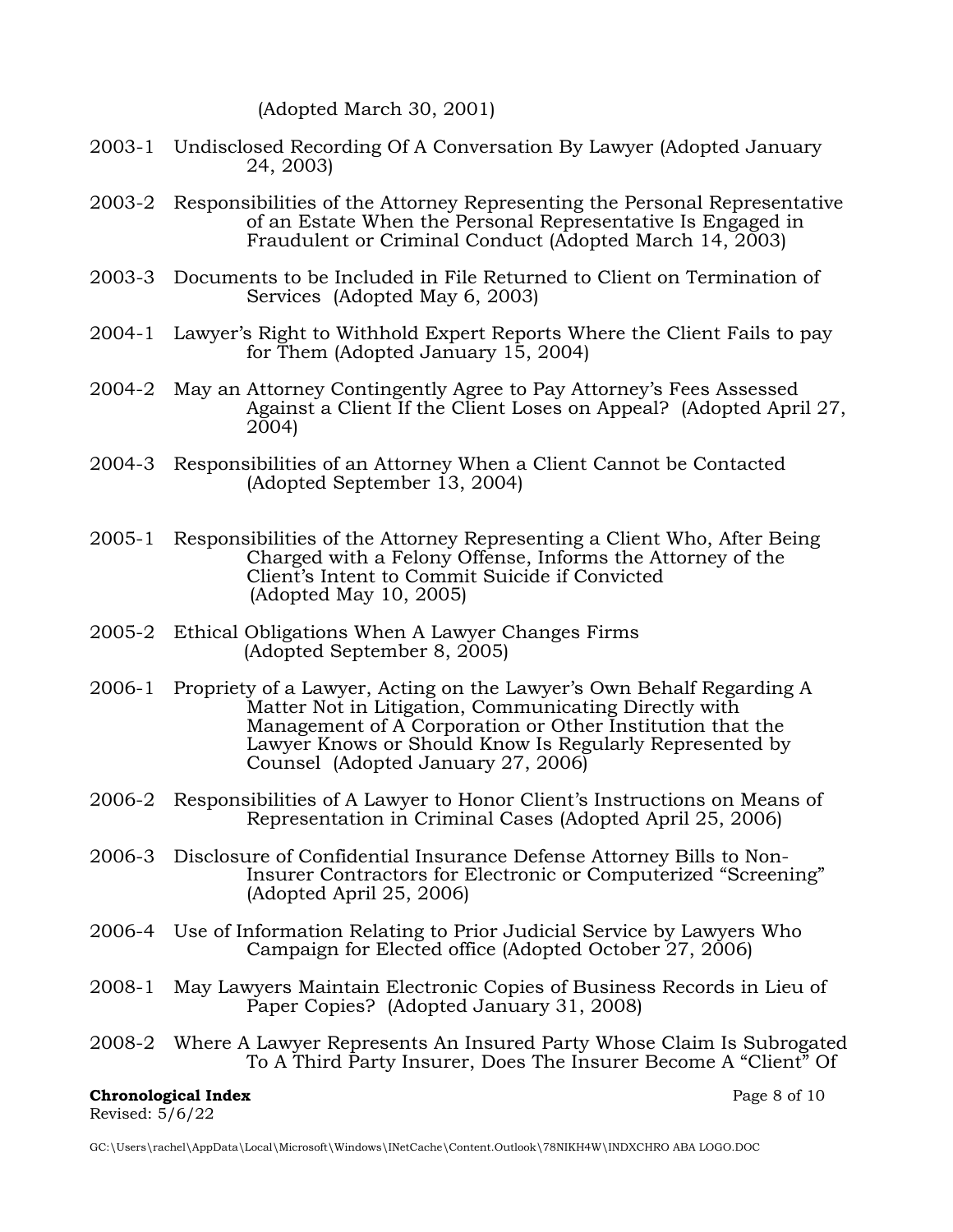(Adopted March 30, 2001)

2003-1 Undisclosed Recording Of A Conversation By Lawyer (Adopted January 24, 2003)

2003-2 Responsibilities of the Attorney Representing the Personal Representative of an Estate When the Personal Representative Is Engaged in Fraudulent or Criminal Conduct (Adopted March 14, 2003)

2003-3 Documents to be Included in File Returned to Client on Termination of Services (Adopted May 6, 2003)

2004-1 Lawyer's Right to Withhold Expert Reports Where the Client Fails to pay for Them (Adopted January 15, 2004)

2004-2 May an Attorney Contingently Agree to Pay Attorney's Fees Assessed Against a Client If the Client Loses on Appeal? (Adopted April 27, 2004)

2004-3 Responsibilities of an Attorney When a Client Cannot be Contacted (Adopted September 13, 2004)

2005-1 Responsibilities of the Attorney Representing a Client Who, After Being Charged with a Felony Offense, Informs the Attorney of the Client's Intent to Commit Suicide if Convicted (Adopted May 10, 2005)

2005-2 Ethical Obligations When A Lawyer Changes Firms (Adopted September 8, 2005)

2006-1 Propriety of a Lawyer, Acting on the Lawyer's Own Behalf Regarding A Matter Not in Litigation, Communicating Directly with Management of A Corporation or Other Institution that the Lawyer Knows or Should Know Is Regularly Represented by Counsel (Adopted January 27, 2006)

2006-2 Responsibilities of A Lawyer to Honor Client's Instructions on Means of Representation in Criminal Cases (Adopted April 25, 2006)

2006-3 Disclosure of Confidential Insurance Defense Attorney Bills to Non-Insurer Contractors for Electronic or Computerized "Screening" (Adopted April 25, 2006)

2006-4 Use of Information Relating to Prior Judicial Service by Lawyers Who Campaign for Elected office (Adopted October 27, 2006)

2008-1 May Lawyers Maintain Electronic Copies of Business Records in Lieu of Paper Copies? (Adopted January 31, 2008)

2008-2 Where A Lawyer Represents An Insured Party Whose Claim Is Subrogated To A Third Party Insurer, Does The Insurer Become A "Client" Of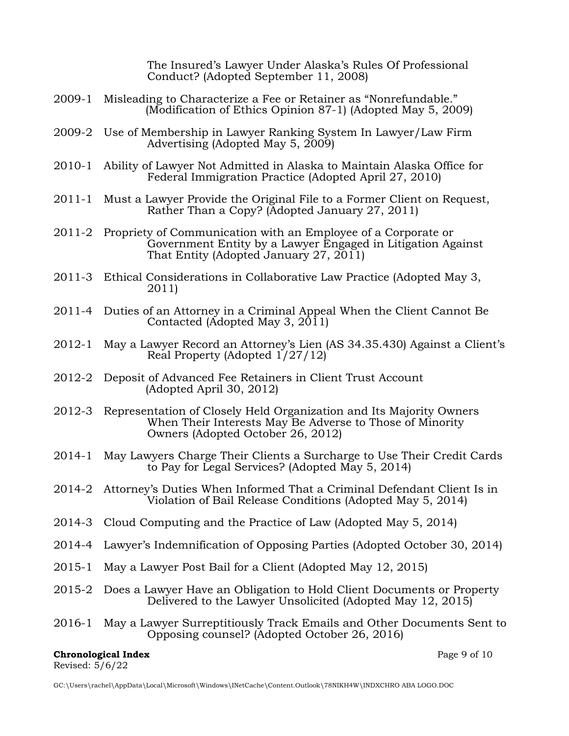The Insured's Lawyer Under Alaska's Rules Of Professional Conduct? (Adopted September 11, 2008)

2009-1 Misleading to Characterize a Fee or Retainer as "Nonrefundable." (Modification of Ethics Opinion 87-1) (Adopted May 5, 2009)

2009-2 Use of Membership in Lawyer Ranking System In Lawyer/Law Firm Advertising (Adopted May 5, 2009)

2010-1 Ability of Lawyer Not Admitted in Alaska to Maintain Alaska Office for Federal Immigration Practice (Adopted April 27, 2010)

2011-1 Must a Lawyer Provide the Original File to a Former Client on Request, Rather Than a Copy? (Adopted January 27, 2011)

2011-2 Propriety of Communication with an Employee of a Corporate or Government Entity by a Lawyer Engaged in Litigation Against That Entity (Adopted January 27, 2011)

2011-3 Ethical Considerations in Collaborative Law Practice (Adopted May 3, 2011)

2011-4 Duties of an Attorney in a Criminal Appeal When the Client Cannot Be Contacted (Adopted May 3, 2011)

2012-1 May a Lawyer Record an Attorney's Lien (AS 34.35.430) Against a Client's Real Property (Adopted 1/27/12)

2012-2 Deposit of Advanced Fee Retainers in Client Trust Account (Adopted April 30, 2012)

2012-3 Representation of Closely Held Organization and Its Majority Owners When Their Interests May Be Adverse to Those of Minority Owners (Adopted October 26, 2012)

2014-1 May Lawyers Charge Their Clients a Surcharge to Use Their Credit Cards to Pay for Legal Services? (Adopted May 5, 2014)

2014-2 Attorney's Duties When Informed That a Criminal Defendant Client Is in Violation of Bail Release Conditions (Adopted May 5, 2014)

2014-3 Cloud Computing and the Practice of Law (Adopted May 5, 2014)

2014-4 Lawyer's Indemnification of Opposing Parties (Adopted October 30, 2014)

2015-1 May a Lawyer Post Bail for a Client (Adopted May 12, 2015)

2015-2 Does a Lawyer Have an Obligation to Hold Client Documents or Property Delivered to the Lawyer Unsolicited (Adopted May 12, 2015)

2016-1 May a Lawyer Surreptitiously Track Emails and Other Documents Sent to Opposing counsel? (Adopted October 26, 2016)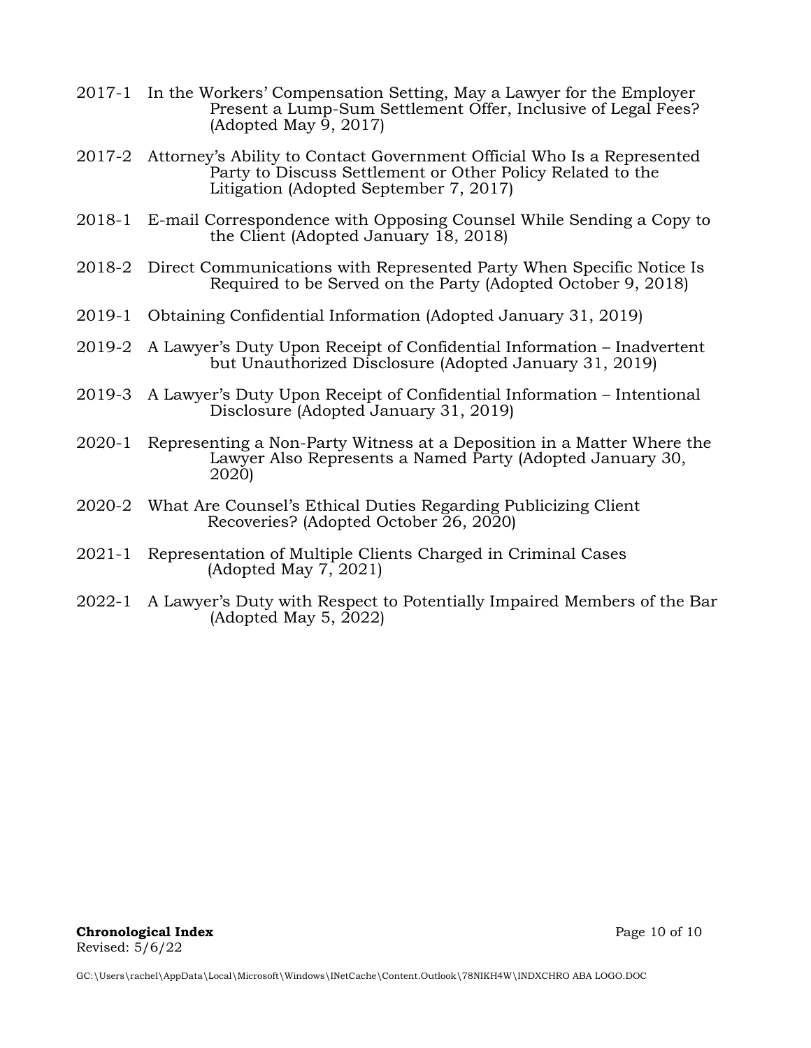2017-1 In the Workers' Compensation Setting, May a Lawyer for the Employer Present a Lump-Sum Settlement Offer, Inclusive of Legal Fees? (Adopted May 9, 2017)

2017-2 Attorney's Ability to Contact Government Official Who Is a Represented Party to Discuss Settlement or Other Policy Related to the Litigation (Adopted September 7, 2017)

2018-1 E-mail Correspondence with Opposing Counsel While Sending a Copy to the Client (Adopted January 18, 2018)

2018-2 Direct Communications with Represented Party When Specific Notice Is Required to be Served on the Party (Adopted October 9, 2018)

2019-1 Obtaining Confidential Information (Adopted January 31, 2019)

2019-2 A Lawyer's Duty Upon Receipt of Confidential Information – Inadvertent but Unauthorized Disclosure (Adopted January 31, 2019)

2019-3 A Lawyer's Duty Upon Receipt of Confidential Information – Intentional Disclosure (Adopted January 31, 2019)

2020-1 Representing a Non-Party Witness at a Deposition in a Matter Where the Lawyer Also Represents a Named Party (Adopted January 30, 2020)

2020-2 What Are Counsel's Ethical Duties Regarding Publicizing Client Recoveries? (Adopted October 26, 2020)

2021-1 Representation of Multiple Clients Charged in Criminal Cases (Adopted May 7, 2021)

2022-1 A Lawyer's Duty with Respect to Potentially Impaired Members of the Bar (Adopted May 5, 2022)